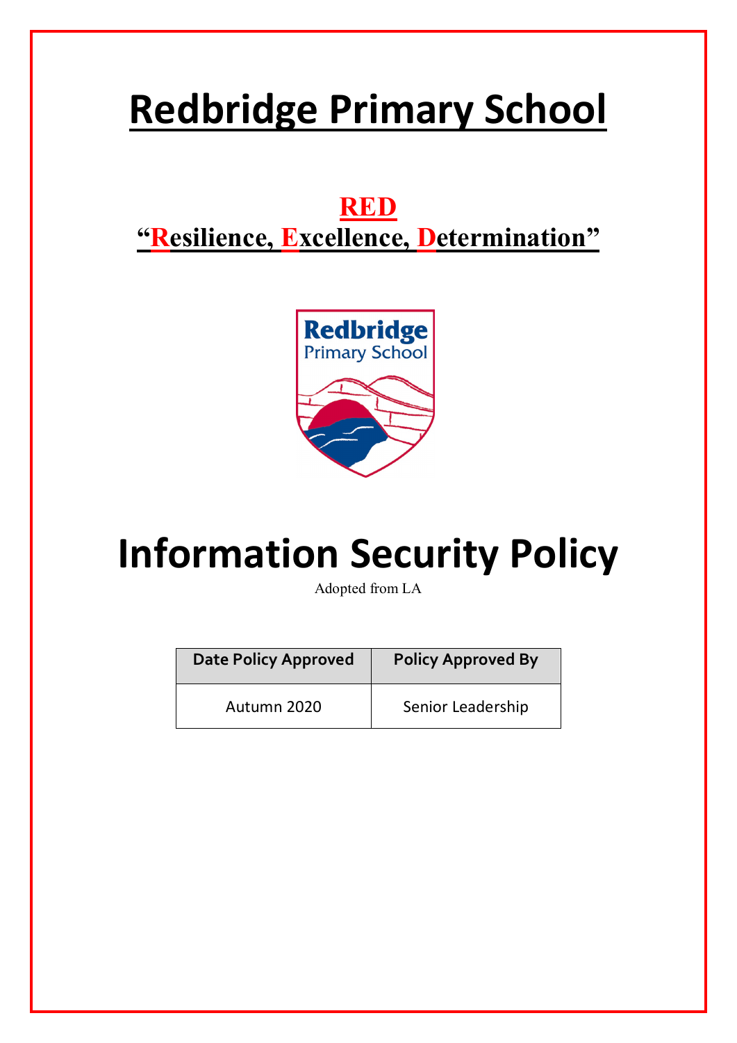# Redbridge Primary School

**RED**

**"Resilience, Excellence, Determination"**

# Information Security Policy

Adopted from LA

| Date Policy Approved | Policy Approved By |
|---|---|
| Autumn 2020 | Senior Leadership |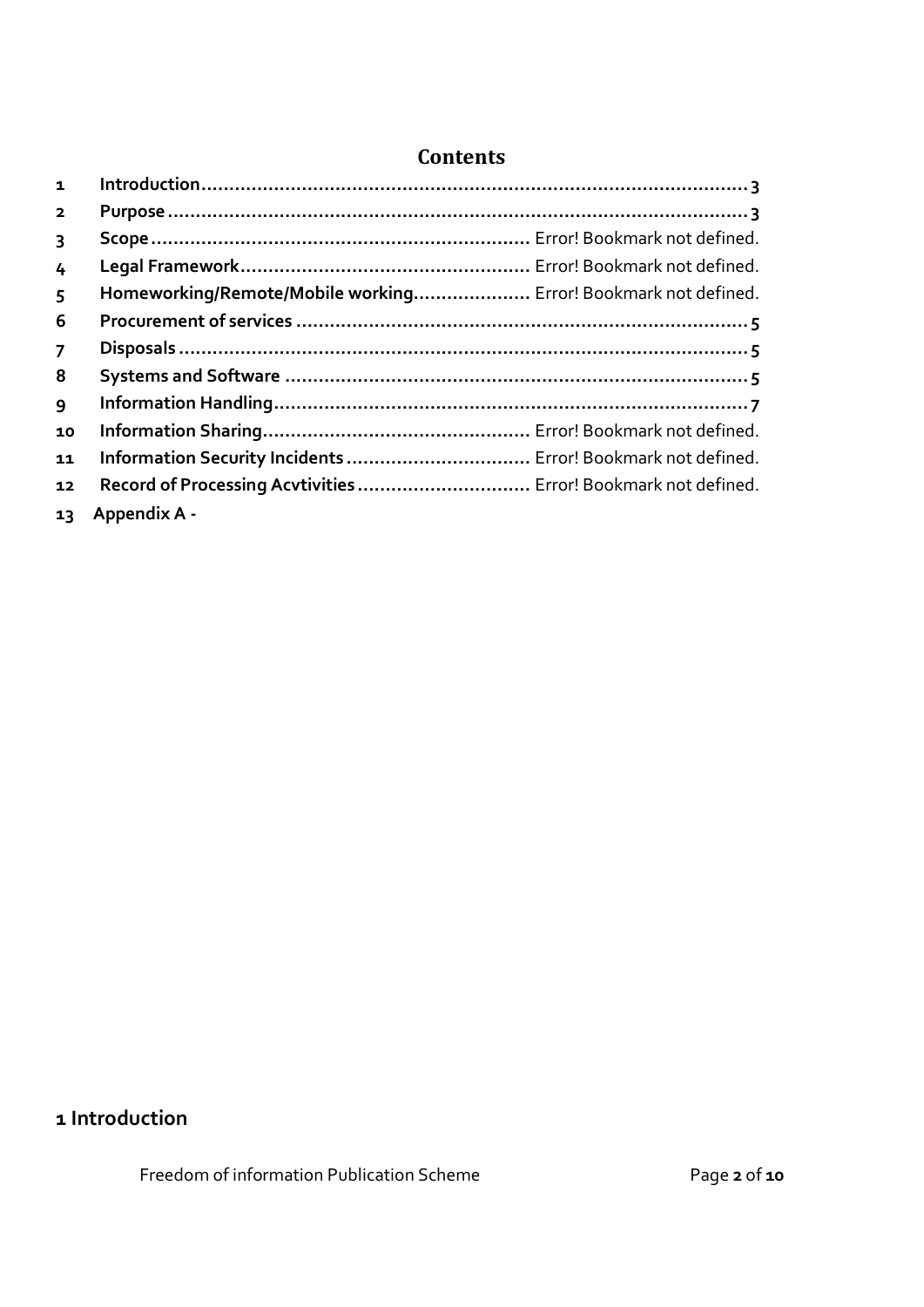## Contents

| | | |
|---|---|---|
| 1 | **Introduction** | **3** |
| 2 | **Purpose** | **3** |
| 3 | **Scope** | Error! Bookmark not defined. |
| 4 | **Legal Framework** | Error! Bookmark not defined. |
| 5 | **Homeworking/Remote/Mobile working** | Error! Bookmark not defined. |
| 6 | **Procurement of services** | **5** |
| 7 | **Disposals** | **5** |
| 8 | **Systems and Software** | **5** |
| 9 | **Information Handling** | **7** |
| 10 | **Information Sharing** | Error! Bookmark not defined. |
| 11 | **Information Security Incidents** | Error! Bookmark not defined. |
| 12 | **Record of Processing Acvtivities** | Error! Bookmark not defined. |
| 13 | **Appendix A -** | |

## 1 Introduction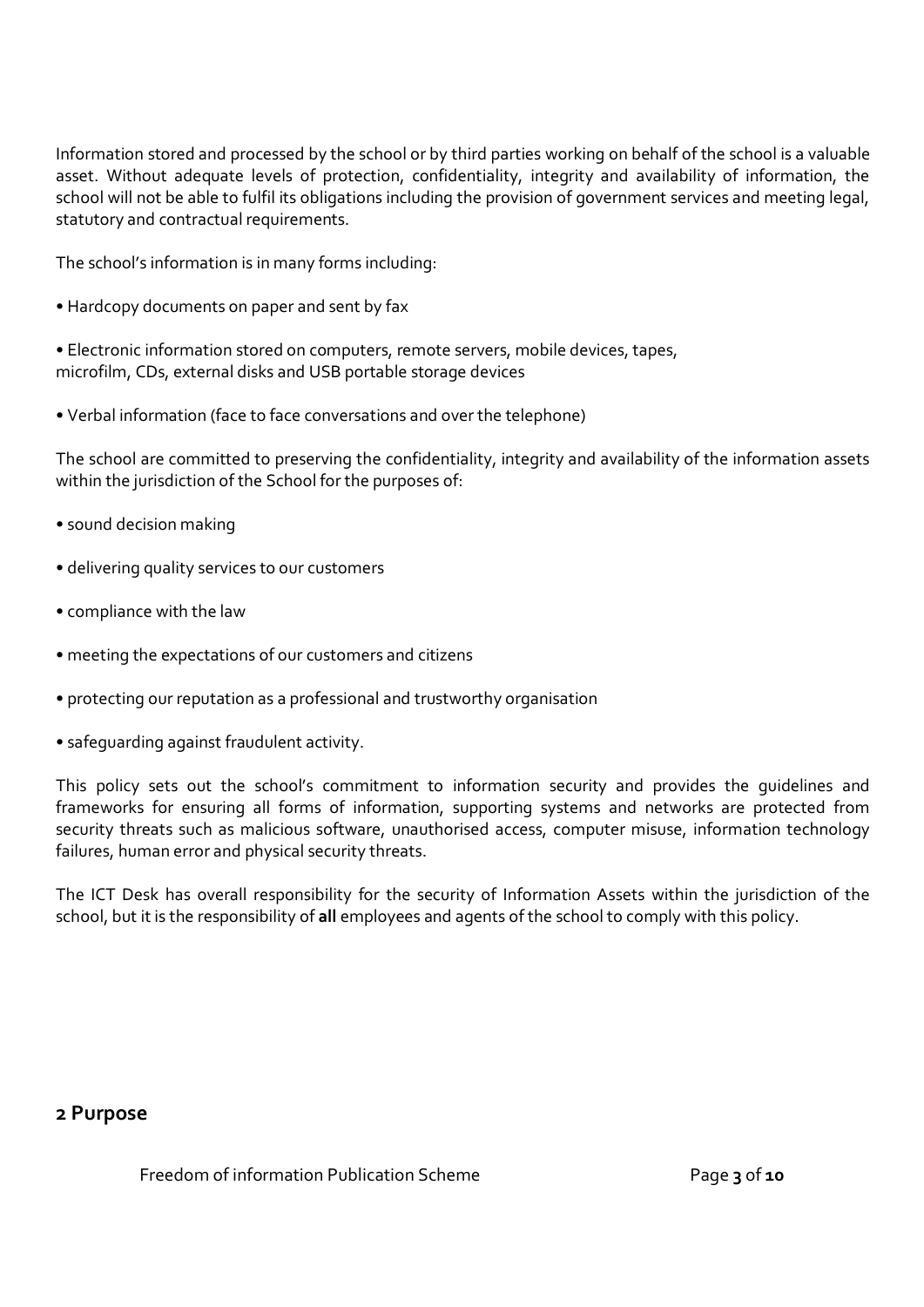Information stored and processed by the school or by third parties working on behalf of the school is a valuable asset. Without adequate levels of protection, confidentiality, integrity and availability of information, the school will not be able to fulfil its obligations including the provision of government services and meeting legal, statutory and contractual requirements.

The school's information is in many forms including:

- Hardcopy documents on paper and sent by fax
- Electronic information stored on computers, remote servers, mobile devices, tapes, microfilm, CDs, external disks and USB portable storage devices
- Verbal information (face to face conversations and over the telephone)

The school are committed to preserving the confidentiality, integrity and availability of the information assets within the jurisdiction of the School for the purposes of:

- sound decision making
- delivering quality services to our customers
- compliance with the law
- meeting the expectations of our customers and citizens
- protecting our reputation as a professional and trustworthy organisation
- safeguarding against fraudulent activity.

This policy sets out the school's commitment to information security and provides the guidelines and frameworks for ensuring all forms of information, supporting systems and networks are protected from security threats such as malicious software, unauthorised access, computer misuse, information technology failures, human error and physical security threats.

The ICT Desk has overall responsibility for the security of Information Assets within the jurisdiction of the school, but it is the responsibility of **all** employees and agents of the school to comply with this policy.

## 2 Purpose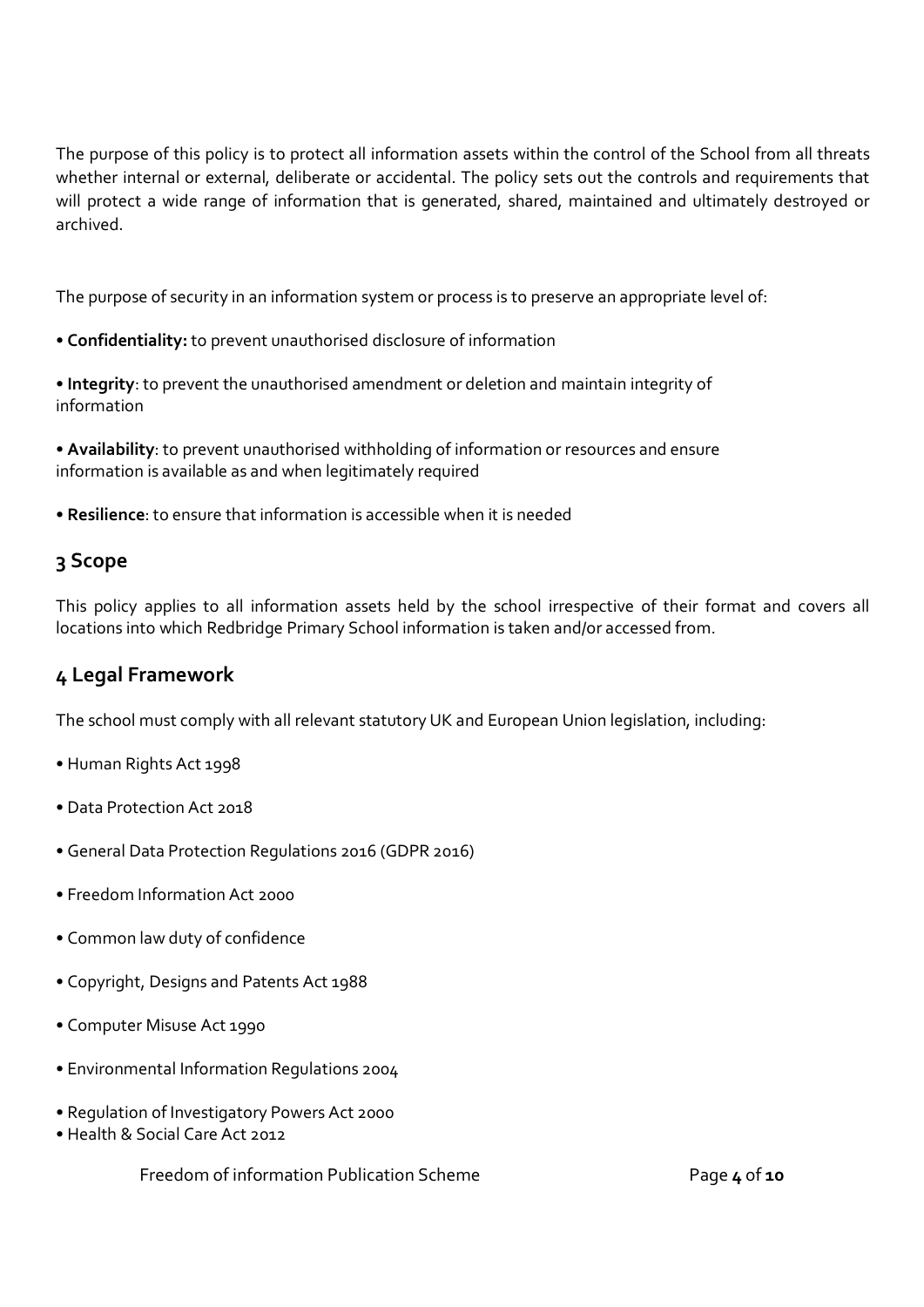The purpose of this policy is to protect all information assets within the control of the School from all threats whether internal or external, deliberate or accidental. The policy sets out the controls and requirements that will protect a wide range of information that is generated, shared, maintained and ultimately destroyed or archived.

The purpose of security in an information system or process is to preserve an appropriate level of:

- **Confidentiality:** to prevent unauthorised disclosure of information
- **Integrity**: to prevent the unauthorised amendment or deletion and maintain integrity of information
- **Availability**: to prevent unauthorised withholding of information or resources and ensure information is available as and when legitimately required
- **Resilience**: to ensure that information is accessible when it is needed

## 3 Scope

This policy applies to all information assets held by the school irrespective of their format and covers all locations into which Redbridge Primary School information is taken and/or accessed from.

## 4 Legal Framework

The school must comply with all relevant statutory UK and European Union legislation, including:

- Human Rights Act 1998
- Data Protection Act 2018
- General Data Protection Regulations 2016 (GDPR 2016)
- Freedom Information Act 2000
- Common law duty of confidence
- Copyright, Designs and Patents Act 1988
- Computer Misuse Act 1990
- Environmental Information Regulations 2004
- Regulation of Investigatory Powers Act 2000
- Health & Social Care Act 2012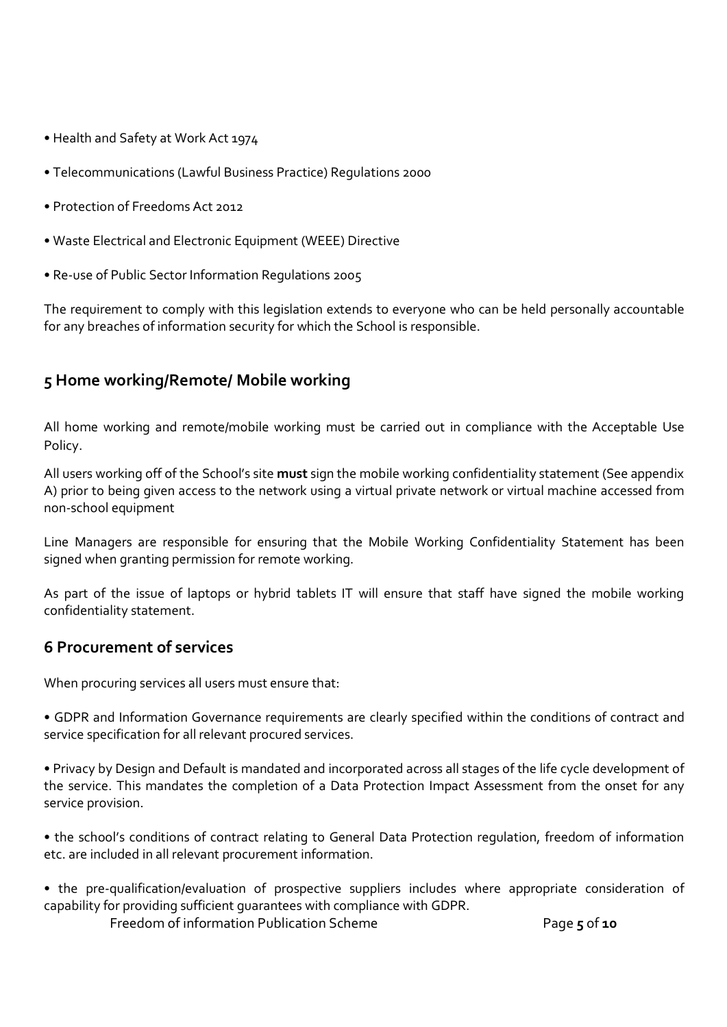- Health and Safety at Work Act 1974
- Telecommunications (Lawful Business Practice) Regulations 2000
- Protection of Freedoms Act 2012
- Waste Electrical and Electronic Equipment (WEEE) Directive
- Re-use of Public Sector Information Regulations 2005

The requirement to comply with this legislation extends to everyone who can be held personally accountable for any breaches of information security for which the School is responsible.

## 5 Home working/Remote/ Mobile working

All home working and remote/mobile working must be carried out in compliance with the Acceptable Use Policy.

All users working off of the School's site **must** sign the mobile working confidentiality statement (See appendix A) prior to being given access to the network using a virtual private network or virtual machine accessed from non-school equipment

Line Managers are responsible for ensuring that the Mobile Working Confidentiality Statement has been signed when granting permission for remote working.

As part of the issue of laptops or hybrid tablets IT will ensure that staff have signed the mobile working confidentiality statement.

## 6 Procurement of services

When procuring services all users must ensure that:

- GDPR and Information Governance requirements are clearly specified within the conditions of contract and service specification for all relevant procured services.
- Privacy by Design and Default is mandated and incorporated across all stages of the life cycle development of the service. This mandates the completion of a Data Protection Impact Assessment from the onset for any service provision.
- the school's conditions of contract relating to General Data Protection regulation, freedom of information etc. are included in all relevant procurement information.
- the pre-qualification/evaluation of prospective suppliers includes where appropriate consideration of capability for providing sufficient guarantees with compliance with GDPR.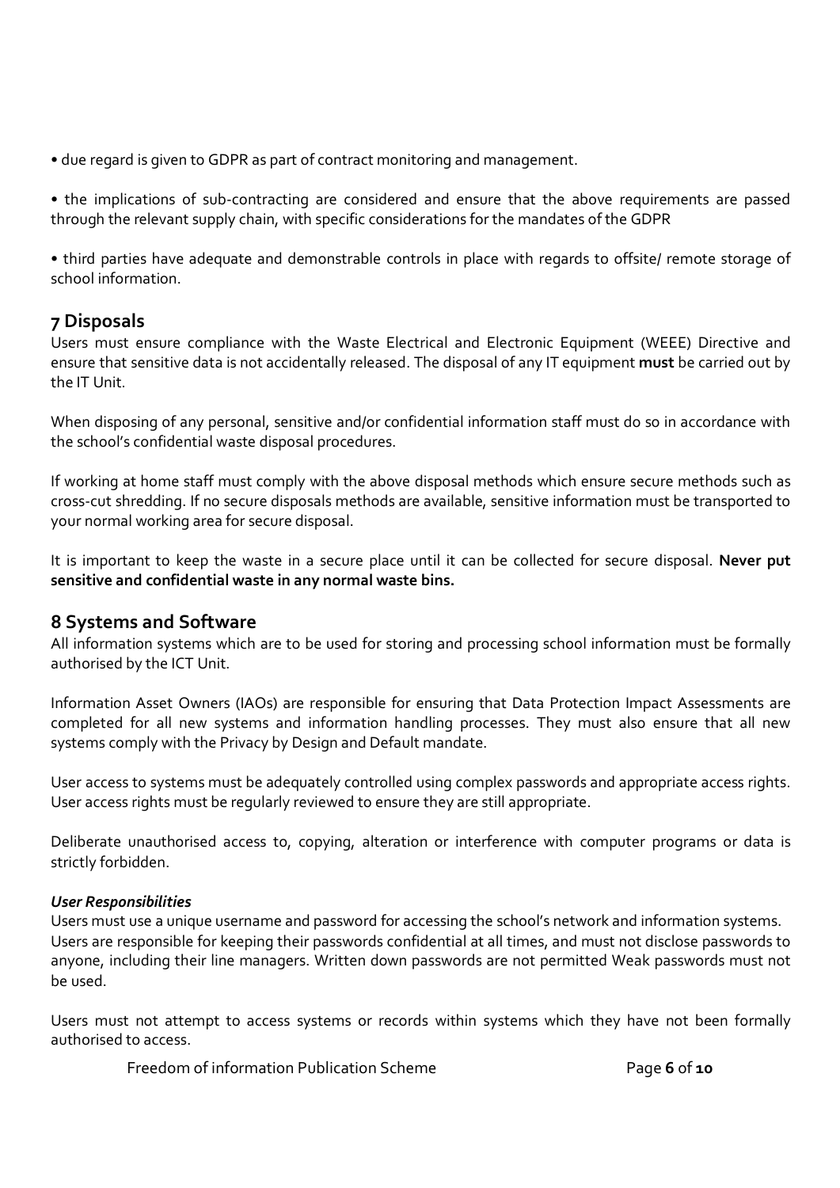• due regard is given to GDPR as part of contract monitoring and management.

• the implications of sub-contracting are considered and ensure that the above requirements are passed through the relevant supply chain, with specific considerations for the mandates of the GDPR

• third parties have adequate and demonstrable controls in place with regards to offsite/ remote storage of school information.

## 7 Disposals

Users must ensure compliance with the Waste Electrical and Electronic Equipment (WEEE) Directive and ensure that sensitive data is not accidentally released. The disposal of any IT equipment **must** be carried out by the IT Unit.

When disposing of any personal, sensitive and/or confidential information staff must do so in accordance with the school's confidential waste disposal procedures.

If working at home staff must comply with the above disposal methods which ensure secure methods such as cross-cut shredding. If no secure disposals methods are available, sensitive information must be transported to your normal working area for secure disposal.

It is important to keep the waste in a secure place until it can be collected for secure disposal. **Never put sensitive and confidential waste in any normal waste bins.**

## 8 Systems and Software

All information systems which are to be used for storing and processing school information must be formally authorised by the ICT Unit.

Information Asset Owners (IAOs) are responsible for ensuring that Data Protection Impact Assessments are completed for all new systems and information handling processes. They must also ensure that all new systems comply with the Privacy by Design and Default mandate.

User access to systems must be adequately controlled using complex passwords and appropriate access rights. User access rights must be regularly reviewed to ensure they are still appropriate.

Deliberate unauthorised access to, copying, alteration or interference with computer programs or data is strictly forbidden.

***User Responsibilities***

Users must use a unique username and password for accessing the school's network and information systems. Users are responsible for keeping their passwords confidential at all times, and must not disclose passwords to anyone, including their line managers. Written down passwords are not permitted Weak passwords must not be used.

Users must not attempt to access systems or records within systems which they have not been formally authorised to access.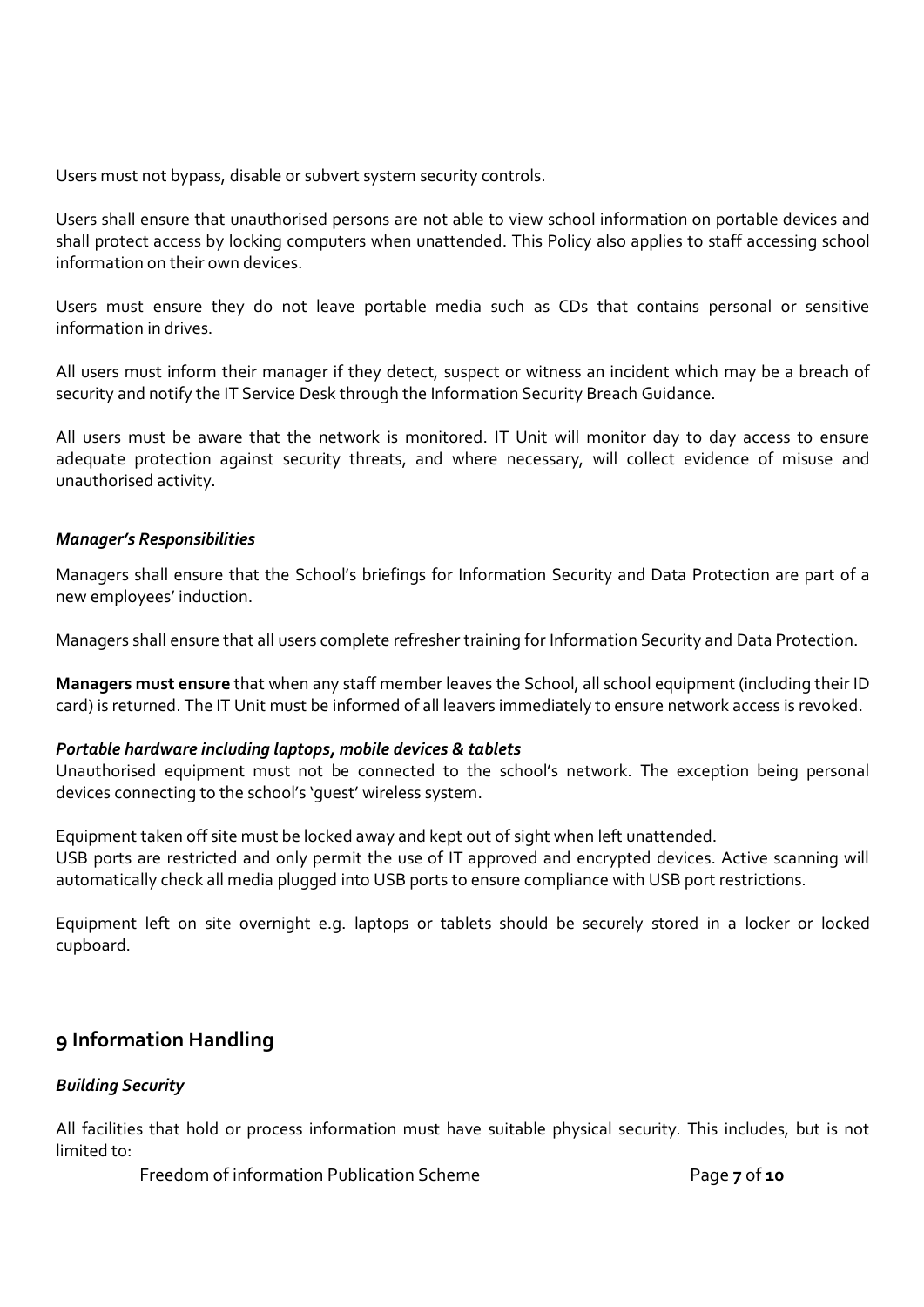Users must not bypass, disable or subvert system security controls.

Users shall ensure that unauthorised persons are not able to view school information on portable devices and shall protect access by locking computers when unattended. This Policy also applies to staff accessing school information on their own devices.

Users must ensure they do not leave portable media such as CDs that contains personal or sensitive information in drives.

All users must inform their manager if they detect, suspect or witness an incident which may be a breach of security and notify the IT Service Desk through the Information Security Breach Guidance.

All users must be aware that the network is monitored. IT Unit will monitor day to day access to ensure adequate protection against security threats, and where necessary, will collect evidence of misuse and unauthorised activity.

***Manager's Responsibilities***

Managers shall ensure that the School's briefings for Information Security and Data Protection are part of a new employees' induction.

Managers shall ensure that all users complete refresher training for Information Security and Data Protection.

**Managers must ensure** that when any staff member leaves the School, all school equipment (including their ID card) is returned. The IT Unit must be informed of all leavers immediately to ensure network access is revoked.

***Portable hardware including laptops, mobile devices & tablets***

Unauthorised equipment must not be connected to the school's network. The exception being personal devices connecting to the school's 'guest' wireless system.

Equipment taken off site must be locked away and kept out of sight when left unattended.
USB ports are restricted and only permit the use of IT approved and encrypted devices. Active scanning will automatically check all media plugged into USB ports to ensure compliance with USB port restrictions.

Equipment left on site overnight e.g. laptops or tablets should be securely stored in a locker or locked cupboard.

## 9 Information Handling

***Building Security***

All facilities that hold or process information must have suitable physical security. This includes, but is not limited to: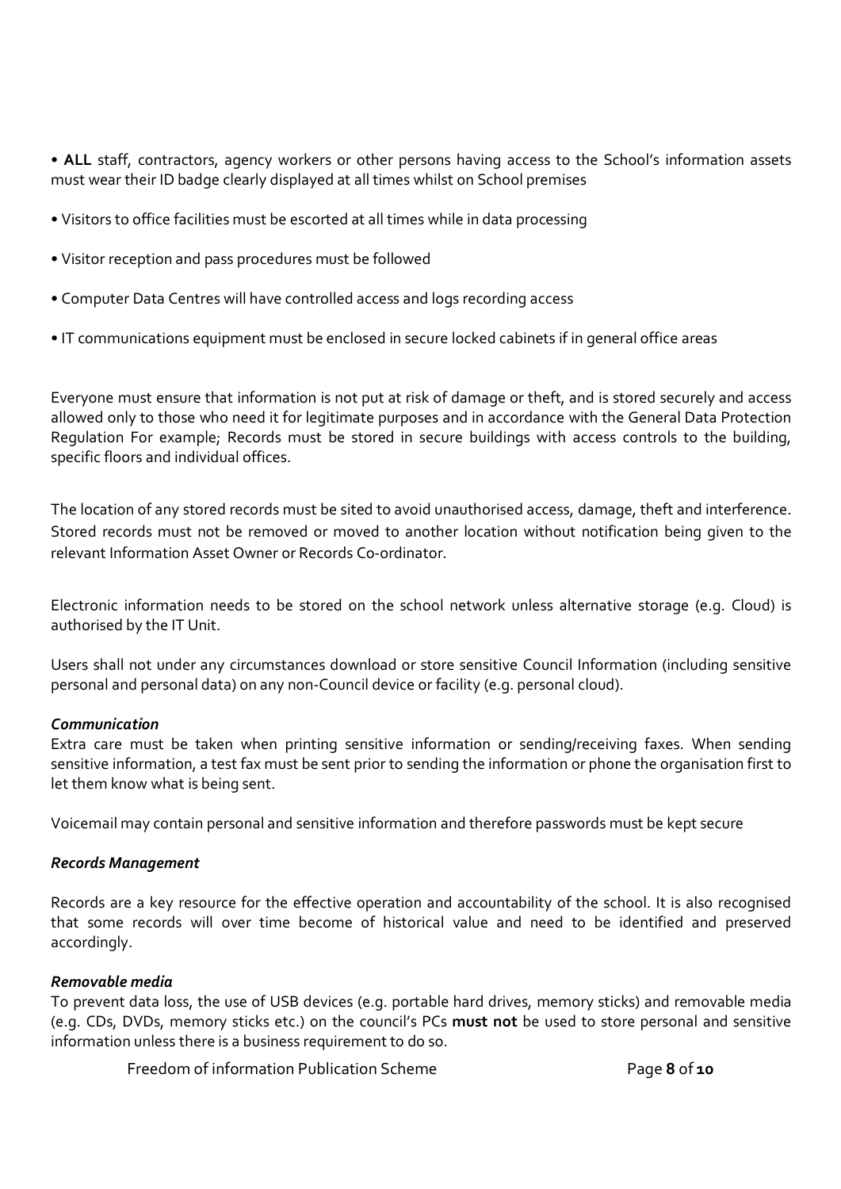- **ALL** staff, contractors, agency workers or other persons having access to the School's information assets must wear their ID badge clearly displayed at all times whilst on School premises
- Visitors to office facilities must be escorted at all times while in data processing
- Visitor reception and pass procedures must be followed
- Computer Data Centres will have controlled access and logs recording access
- IT communications equipment must be enclosed in secure locked cabinets if in general office areas

Everyone must ensure that information is not put at risk of damage or theft, and is stored securely and access allowed only to those who need it for legitimate purposes and in accordance with the General Data Protection Regulation For example; Records must be stored in secure buildings with access controls to the building, specific floors and individual offices.

The location of any stored records must be sited to avoid unauthorised access, damage, theft and interference. Stored records must not be removed or moved to another location without notification being given to the relevant Information Asset Owner or Records Co-ordinator.

Electronic information needs to be stored on the school network unless alternative storage (e.g. Cloud) is authorised by the IT Unit.

Users shall not under any circumstances download or store sensitive Council Information (including sensitive personal and personal data) on any non-Council device or facility (e.g. personal cloud).

***Communication***

Extra care must be taken when printing sensitive information or sending/receiving faxes. When sending sensitive information, a test fax must be sent prior to sending the information or phone the organisation first to let them know what is being sent.

Voicemail may contain personal and sensitive information and therefore passwords must be kept secure

***Records Management***

Records are a key resource for the effective operation and accountability of the school. It is also recognised that some records will over time become of historical value and need to be identified and preserved accordingly.

***Removable media***

To prevent data loss, the use of USB devices (e.g. portable hard drives, memory sticks) and removable media (e.g. CDs, DVDs, memory sticks etc.) on the council's PCs **must not** be used to store personal and sensitive information unless there is a business requirement to do so.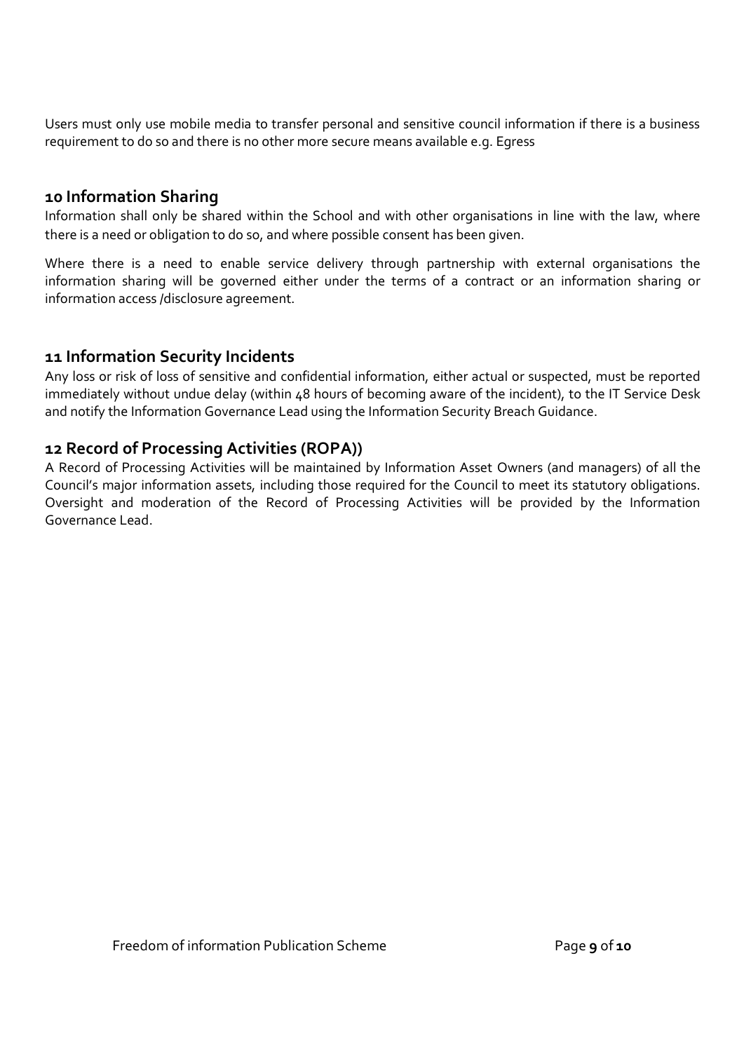Users must only use mobile media to transfer personal and sensitive council information if there is a business requirement to do so and there is no other more secure means available e.g. Egress

## 10 Information Sharing

Information shall only be shared within the School and with other organisations in line with the law, where there is a need or obligation to do so, and where possible consent has been given.

Where there is a need to enable service delivery through partnership with external organisations the information sharing will be governed either under the terms of a contract or an information sharing or information access /disclosure agreement.

## 11 Information Security Incidents

Any loss or risk of loss of sensitive and confidential information, either actual or suspected, must be reported immediately without undue delay (within 48 hours of becoming aware of the incident), to the IT Service Desk and notify the Information Governance Lead using the Information Security Breach Guidance.

## 12 Record of Processing Activities (ROPA))

A Record of Processing Activities will be maintained by Information Asset Owners (and managers) of all the Council's major information assets, including those required for the Council to meet its statutory obligations. Oversight and moderation of the Record of Processing Activities will be provided by the Information Governance Lead.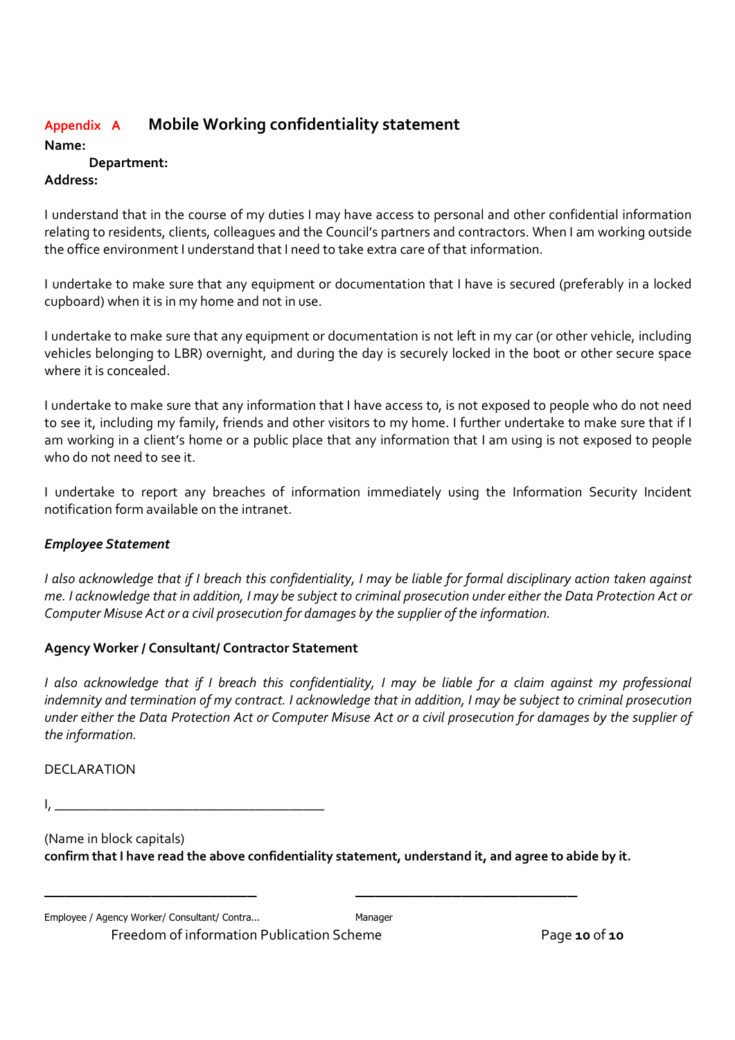## Appendix A Mobile Working confidentiality statement

**Name:**

**Department:**

**Address:**

I understand that in the course of my duties I may have access to personal and other confidential information relating to residents, clients, colleagues and the Council's partners and contractors. When I am working outside the office environment I understand that I need to take extra care of that information.

I undertake to make sure that any equipment or documentation that I have is secured (preferably in a locked cupboard) when it is in my home and not in use.

I undertake to make sure that any equipment or documentation is not left in my car (or other vehicle, including vehicles belonging to LBR) overnight, and during the day is securely locked in the boot or other secure space where it is concealed.

I undertake to make sure that any information that I have access to, is not exposed to people who do not need to see it, including my family, friends and other visitors to my home. I further undertake to make sure that if I am working in a client's home or a public place that any information that I am using is not exposed to people who do not need to see it.

I undertake to report any breaches of information immediately using the Information Security Incident notification form available on the intranet.

***Employee Statement***

*I also acknowledge that if I breach this confidentiality, I may be liable for formal disciplinary action taken against me. I acknowledge that in addition, I may be subject to criminal prosecution under either the Data Protection Act or Computer Misuse Act or a civil prosecution for damages by the supplier of the information.*

**Agency Worker / Consultant/ Contractor Statement**

*I also acknowledge that if I breach this confidentiality, I may be liable for a claim against my professional indemnity and termination of my contract. I acknowledge that in addition, I may be subject to criminal prosecution under either the Data Protection Act or Computer Misuse Act or a civil prosecution for damages by the supplier of the information.*

DECLARATION

I, ________________________________________

(Name in block capitals)

**confirm that I have read the above confidentiality statement, understand it, and agree to abide by it.**

______________________________ ______________________________

Employee / Agency Worker/ Consultant/ Contra... Manager